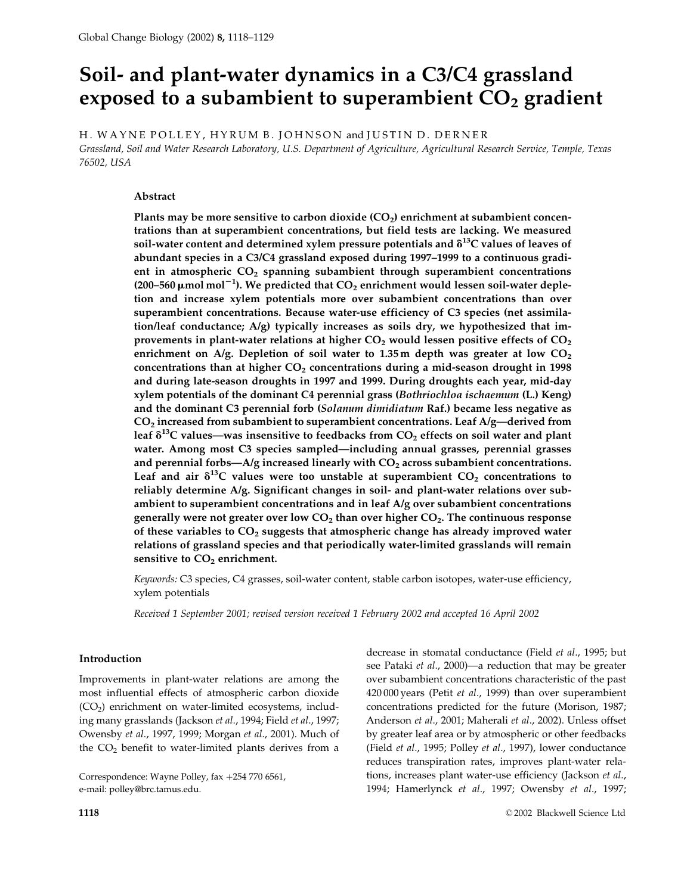# Soil- and plant-water dynamics in a C3/C4 grassland exposed to a subambient to superambient $CO_2$ gradient

H. WAYNE POLLEY, HYRUM B. JOHNSON and JUSTIN D. DERNER

*Grassland, Soil and Water Research Laboratory, U.S. Department of Agriculture, Agricultural Research Service, Temple, Texas 76502, USA*

## Abstract

**Plants may be more sensitive to carbon dioxide ($CO_2$) enrichment at subambient concentrations than at superambient concentrations, but field tests are lacking. We measured soil-water content and determined xylem pressure potentials and $\delta^{13}C$ values of leaves of abundant species in a C3/C4 grassland exposed during 1997–1999 to a continuous gradient in atmospheric $CO_2$ spanning subambient through superambient concentrations (200–560 $\mu$mol mol$^{-1}$). We predicted that $CO_2$ enrichment would lessen soil-water depletion and increase xylem potentials more over subambient concentrations than over superambient concentrations. Because water-use efficiency of C3 species (net assimilation/leaf conductance; A/g) typically increases as soils dry, we hypothesized that improvements in plant-water relations at higher $CO_2$ would lessen positive effects of $CO_2$ enrichment on A/g. Depletion of soil water to 1.35 m depth was greater at low $CO_2$ concentrations than at higher $CO_2$ concentrations during a mid-season drought in 1998 and during late-season droughts in 1997 and 1999. During droughts each year, mid-day xylem potentials of the dominant C4 perennial grass (*Bothriochloa ischaemum* (L.) Keng) and the dominant C3 perennial forb (*Solanum dimidiatum* Raf.) became less negative as $CO_2$ increased from subambient to superambient concentrations. Leaf A/g—derived from leaf $\delta^{13}C$ values—was insensitive to feedbacks from $CO_2$ effects on soil water and plant water. Among most C3 species sampled—including annual grasses, perennial grasses and perennial forbs—A/g increased linearly with $CO_2$ across subambient concentrations. Leaf and air $\delta^{13}C$ values were too unstable at superambient $CO_2$ concentrations to reliably determine A/g. Significant changes in soil- and plant-water relations over subambient to superambient concentrations and in leaf A/g over subambient concentrations generally were not greater over low $CO_2$ than over higher $CO_2$. The continuous response of these variables to $CO_2$ suggests that atmospheric change has already improved water relations of grassland species and that periodically water-limited grasslands will remain sensitive to $CO_2$ enrichment.**

*Keywords:* C3 species, C4 grasses, soil-water content, stable carbon isotopes, water-use efficiency, xylem potentials

*Received 1 September 2001; revised version received 1 February 2002 and accepted 16 April 2002*

## Introduction

Improvements in plant-water relations are among the most influential effects of atmospheric carbon dioxide ($CO_2$) enrichment on water-limited ecosystems, including many grasslands (Jackson *et al.*, 1994; Field *et al.*, 1997; Owensby *et al.*, 1997, 1999; Morgan *et al.*, 2001). Much of the $CO_2$ benefit to water-limited plants derives from a decrease in stomatal conductance (Field *et al.*, 1995; but see Pataki *et al.*, 2000)—a reduction that may be greater over subambient concentrations characteristic of the past 420 000 years (Petit *et al.*, 1999) than over superambient concentrations predicted for the future (Morison, 1987; Anderson *et al.*, 2001; Maherali *et al.*, 2002). Unless offset by greater leaf area or by atmospheric or other feedbacks (Field *et al.*, 1995; Polley *et al.*, 1997), lower conductance reduces transpiration rates, improves plant-water relations, increases plant water-use efficiency (Jackson *et al.*, 1994; Hamerlynck *et al.*, 1997; Owensby *et al.*, 1997;

Correspondence: Wayne Polley, fax +254 770 6561, e-mail: polley@brc.tamus.edu.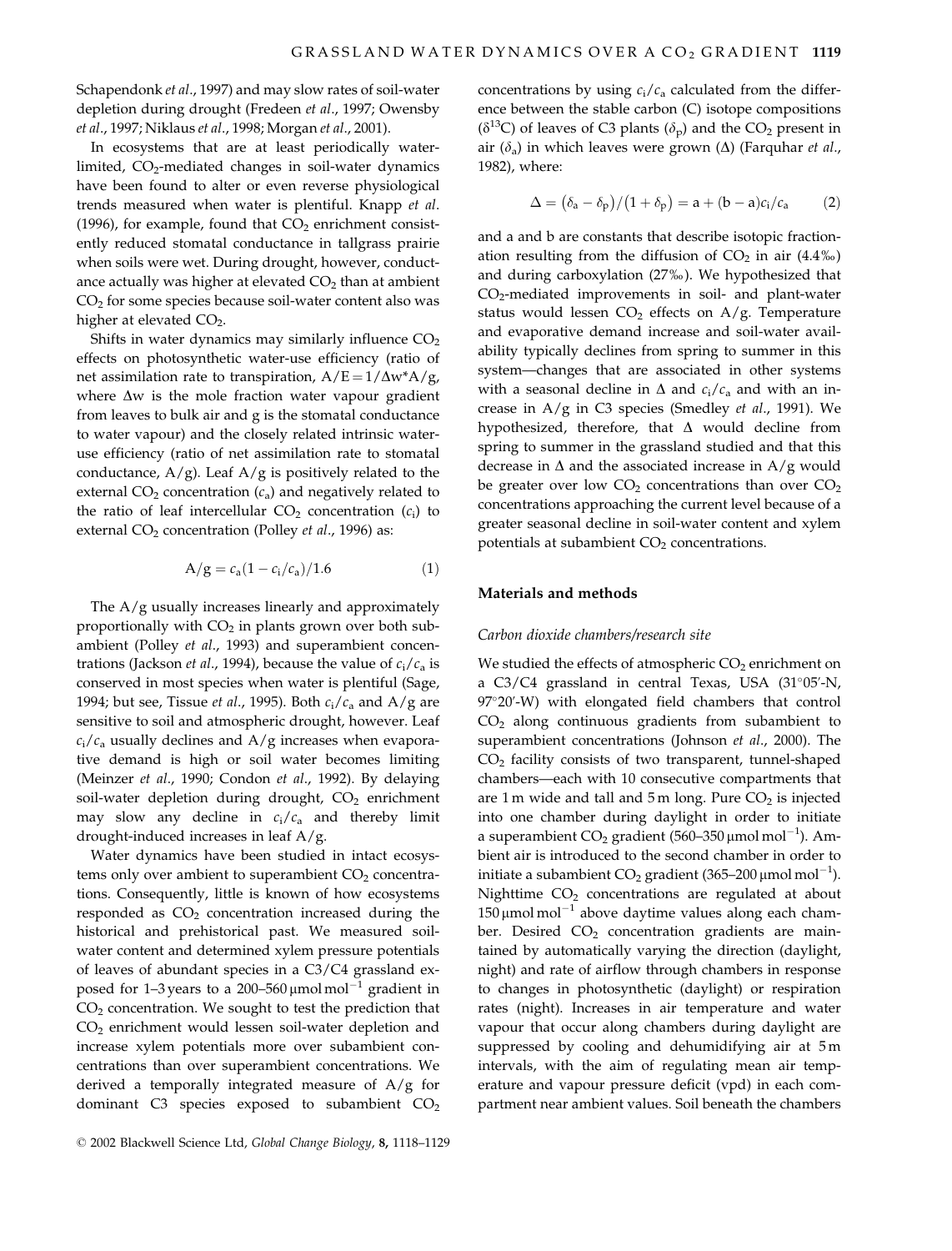Schapendonk *et al*., 1997) and may slow rates of soil-water depletion during drought (Fredeen *et al*., 1997; Owensby *et al*., 1997; Niklaus *et al*., 1998; Morgan *et al*., 2001).

In ecosystems that are at least periodically water-limited, $CO_2$-mediated changes in soil-water dynamics have been found to alter or even reverse physiological trends measured when water is plentiful. Knapp *et al*. (1996), for example, found that $CO_2$ enrichment consistently reduced stomatal conductance in tallgrass prairie when soils were wet. During drought, however, conductance actually was higher at elevated $CO_2$ than at ambient $CO_2$ for some species because soil-water content also was higher at elevated $CO_2$.

Shifts in water dynamics may similarly influence $CO_2$ effects on photosynthetic water-use efficiency (ratio of net assimilation rate to transpiration, $A/E = 1/\Delta w^* A/g$, where $\Delta w$ is the mole fraction water vapour gradient from leaves to bulk air and g is the stomatal conductance to water vapour) and the closely related intrinsic water-use efficiency (ratio of net assimilation rate to stomatal conductance, A/g). Leaf A/g is positively related to the external $CO_2$ concentration ($c_a$) and negatively related to the ratio of leaf intercellular $CO_2$ concentration ($c_i$) to external $CO_2$ concentration (Polley *et al*., 1996) as:

$$A/g = c_a(1 - c_i/c_a)/1.6 \qquad (1)$$

The A/g usually increases linearly and approximately proportionally with $CO_2$ in plants grown over both subambient (Polley *et al*., 1993) and superambient concentrations (Jackson *et al*., 1994), because the value of $c_i/c_a$ is conserved in most species when water is plentiful (Sage, 1994; but see, Tissue *et al*., 1995). Both $c_i/c_a$ and A/g are sensitive to soil and atmospheric drought, however. Leaf $c_i/c_a$ usually declines and A/g increases when evaporative demand is high or soil water becomes limiting (Meinzer *et al*., 1990; Condon *et al*., 1992). By delaying soil-water depletion during drought, $CO_2$ enrichment may slow any decline in $c_i/c_a$ and thereby limit drought-induced increases in leaf A/g.

Water dynamics have been studied in intact ecosystems only over ambient to superambient $CO_2$ concentrations. Consequently, little is known of how ecosystems responded as $CO_2$ concentration increased during the historical and prehistorical past. We measured soil-water content and determined xylem pressure potentials of leaves of abundant species in a C3/C4 grassland exposed for 1–3 years to a 200–560 $\mu$mol mol$^{-1}$ gradient in $CO_2$ concentration. We sought to test the prediction that $CO_2$ enrichment would lessen soil-water depletion and increase xylem potentials more over subambient concentrations than over superambient concentrations. We derived a temporally integrated measure of A/g for dominant C3 species exposed to subambient $CO_2$ concentrations by using $c_i/c_a$ calculated from the difference between the stable carbon (C) isotope compositions ($\delta^{13}$C) of leaves of C3 plants ($\delta_p$) and the $CO_2$ present in air ($\delta_a$) in which leaves were grown ($\Delta$) (Farquhar *et al*., 1982), where:

$$\Delta = (\delta_a - \delta_p)/(1 + \delta_p) = a + (b - a)c_i/c_a \qquad (2)$$

and a and b are constants that describe isotopic fractionation resulting from the diffusion of $CO_2$ in air (4.4‰) and during carboxylation (27‰). We hypothesized that $CO_2$-mediated improvements in soil- and plant-water status would lessen $CO_2$ effects on A/g. Temperature and evaporative demand increase and soil-water availability typically declines from spring to summer in this system—changes that are associated in other systems with a seasonal decline in $\Delta$ and $c_i/c_a$ and with an increase in A/g in C3 species (Smedley *et al*., 1991). We hypothesized, therefore, that $\Delta$ would decline from spring to summer in the grassland studied and that this decrease in $\Delta$ and the associated increase in A/g would be greater over low $CO_2$ concentrations than over $CO_2$ concentrations approaching the current level because of a greater seasonal decline in soil-water content and xylem potentials at subambient $CO_2$ concentrations.

## Materials and methods

### *Carbon dioxide chambers/research site*

We studied the effects of atmospheric $CO_2$ enrichment on a C3/C4 grassland in central Texas, USA (31°05′-N, 97°20′-W) with elongated field chambers that control $CO_2$ along continuous gradients from subambient to superambient concentrations (Johnson *et al*., 2000). The $CO_2$ facility consists of two transparent, tunnel-shaped chambers—each with 10 consecutive compartments that are 1 m wide and tall and 5 m long. Pure $CO_2$ is injected into one chamber during daylight in order to initiate a superambient $CO_2$ gradient (560–350 $\mu$mol mol$^{-1}$). Ambient air is introduced to the second chamber in order to initiate a subambient $CO_2$ gradient (365–200 $\mu$mol mol$^{-1}$). Nighttime $CO_2$ concentrations are regulated at about 150 $\mu$mol mol$^{-1}$ above daytime values along each chamber. Desired $CO_2$ concentration gradients are maintained by automatically varying the direction (daylight, night) and rate of airflow through chambers in response to changes in photosynthetic (daylight) or respiration rates (night). Increases in air temperature and water vapour that occur along chambers during daylight are suppressed by cooling and dehumidifying air at 5 m intervals, with the aim of regulating mean air temperature and vapour pressure deficit (vpd) in each compartment near ambient values. Soil beneath the chambers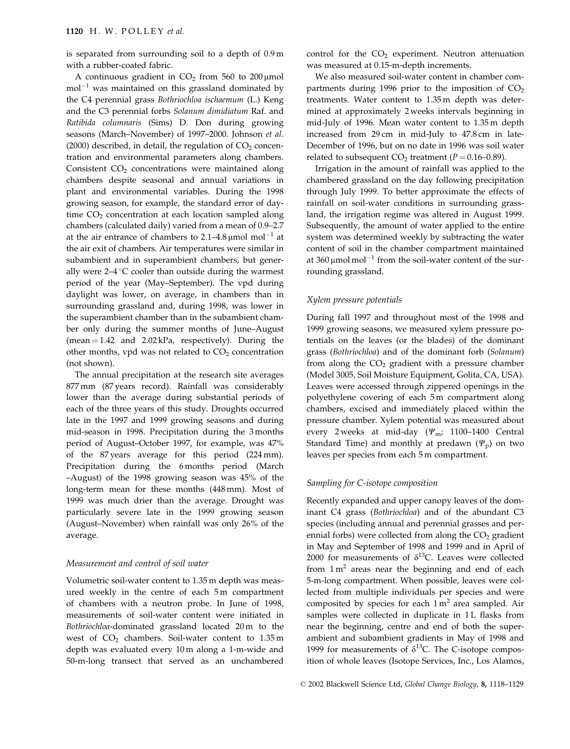is separated from surrounding soil to a depth of 0.9 m with a rubber-coated fabric.

A continuous gradient in $CO_2$ from 560 to 200 μmol $mol^{-1}$ was maintained on this grassland dominated by the C4 perennial grass *Bothriochloa ischaemum* (L.) Keng and the C3 perennial forbs *Solanum dimidiatum* Raf. and *Ratibida columnaris* (Sims) D. Don during growing seasons (March–November) of 1997–2000. Johnson *et al*. (2000) described, in detail, the regulation of $CO_2$ concentration and environmental parameters along chambers. Consistent $CO_2$ concentrations were maintained along chambers despite seasonal and annual variations in plant and environmental variables. During the 1998 growing season, for example, the standard error of daytime $CO_2$ concentration at each location sampled along chambers (calculated daily) varied from a mean of 0.9–2.7 at the air entrance of chambers to 2.1–4.8 μmol $mol^{-1}$ at the air exit of chambers. Air temperatures were similar in subambient and in superambient chambers, but generally were 2–4 °C cooler than outside during the warmest period of the year (May–September). The vpd during daylight was lower, on average, in chambers than in surrounding grassland and, during 1998, was lower in the superambient chamber than in the subambient chamber only during the summer months of June–August (mean = 1.42 and 2.02 kPa, respectively). During the other months, vpd was not related to $CO_2$ concentration (not shown).

The annual precipitation at the research site averages 877 mm (87 years record). Rainfall was considerably lower than the average during substantial periods of each of the three years of this study. Droughts occurred late in the 1997 and 1999 growing seasons and during mid-season in 1998. Precipitation during the 3 months period of August–October 1997, for example, was 47% of the 87 years average for this period (224 mm). Precipitation during the 6 months period (March–August) of the 1998 growing season was 45% of the long-term mean for these months (448 mm). Most of 1999 was much drier than the average. Drought was particularly severe late in the 1999 growing season (August–November) when rainfall was only 26% of the average.

### *Measurement and control of soil water*

Volumetric soil-water content to 1.35 m depth was measured weekly in the centre of each 5 m compartment of chambers with a neutron probe. In June of 1998, measurements of soil-water content were initiated in *Bothriochloa*-dominated grassland located 20 m to the west of $CO_2$ chambers. Soil-water content to 1.35 m depth was evaluated every 10 m along a 1-m-wide and 50-m-long transect that served as an unchambered control for the $CO_2$ experiment. Neutron attenuation was measured at 0.15-m-depth increments.

We also measured soil-water content in chamber compartments during 1996 prior to the imposition of $CO_2$ treatments. Water content to 1.35 m depth was determined at approximately 2 weeks intervals beginning in mid-July of 1996. Mean water content to 1.35 m depth increased from 29 cm in mid-July to 47.8 cm in late-December of 1996, but on no date in 1996 was soil water related to subsequent $CO_2$ treatment ($P = 0.16$–$0.89$).

Irrigation in the amount of rainfall was applied to the chambered grassland on the day following precipitation through July 1999. To better approximate the effects of rainfall on soil-water conditions in surrounding grassland, the irrigation regime was altered in August 1999. Subsequently, the amount of water applied to the entire system was determined weekly by subtracting the water content of soil in the chamber compartment maintained at 360 μmol $mol^{-1}$ from the soil-water content of the surrounding grassland.

### *Xylem pressure potentials*

During fall 1997 and throughout most of the 1998 and 1999 growing seasons, we measured xylem pressure potentials on the leaves (or the blades) of the dominant grass (*Bothriochloa*) and of the dominant forb (*Solanum*) from along the $CO_2$ gradient with a pressure chamber (Model 3005, Soil Moisture Equipment, Golita, CA, USA). Leaves were accessed through zippered openings in the polyethylene covering of each 5 m compartment along chambers, excised and immediately placed within the pressure chamber. Xylem potential was measured about every 2 weeks at mid-day ($\Psi_m$; 1100–1400 Central Standard Time) and monthly at predawn ($\Psi_p$) on two leaves per species from each 5 m compartment.

### *Sampling for C-isotope composition*

Recently expanded and upper canopy leaves of the dominant C4 grass (*Bothriochloa*) and of the abundant C3 species (including annual and perennial grasses and perennial forbs) were collected from along the $CO_2$ gradient in May and September of 1998 and 1999 and in April of 2000 for measurements of $\delta^{13}C$. Leaves were collected from 1 $m^2$ areas near the beginning and end of each 5-m-long compartment. When possible, leaves were collected from multiple individuals per species and were composited by species for each 1 $m^2$ area sampled. Air samples were collected in duplicate in 1 L flasks from near the beginning, centre and end of both the superambient and subambient gradients in May of 1998 and 1999 for measurements of $\delta^{13}C$. The C-isotope composition of whole leaves (Isotope Services, Inc., Los Alamos,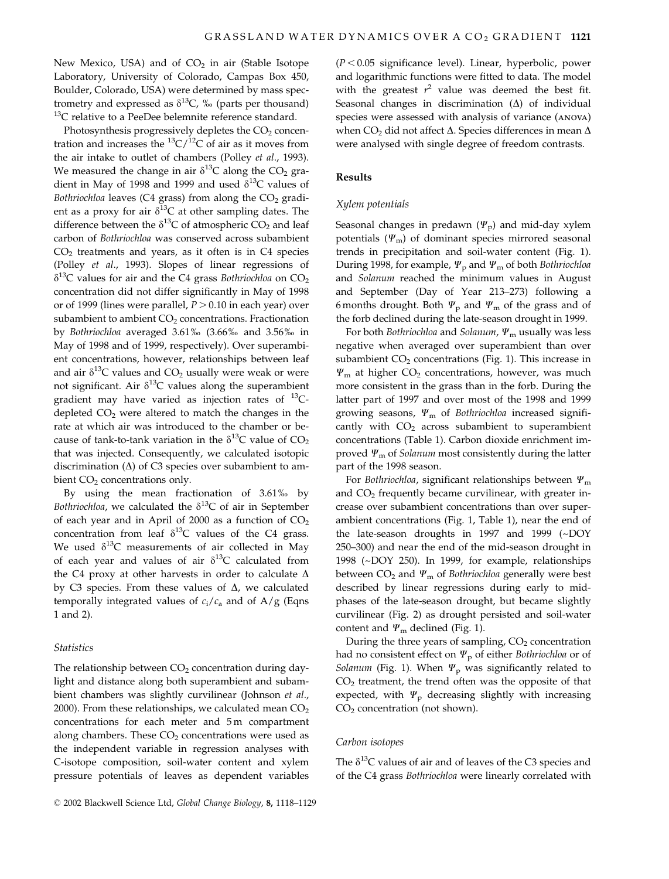New Mexico, USA) and of $CO_2$ in air (Stable Isotope Laboratory, University of Colorado, Campas Box 450, Boulder, Colorado, USA) were determined by mass spectrometry and expressed as $\delta^{13}C$, ‰ (parts per thousand) $^{13}C$ relative to a PeeDee belemnite reference standard.

Photosynthesis progressively depletes the $CO_2$ concentration and increases the $^{13}C/^{12}C$ of air as it moves from the air intake to outlet of chambers (Polley *et al*., 1993). We measured the change in air $\delta^{13}C$ along the $CO_2$ gradient in May of 1998 and 1999 and used $\delta^{13}C$ values of *Bothriochloa* leaves (C4 grass) from along the $CO_2$ gradient as a proxy for air $\delta^{13}C$ at other sampling dates. The difference between the $\delta^{13}C$ of atmospheric $CO_2$ and leaf carbon of *Bothriochloa* was conserved across subambient $CO_2$ treatments and years, as it often is in C4 species (Polley *et al*., 1993). Slopes of linear regressions of $\delta^{13}C$ values for air and the C4 grass *Bothriochloa* on $CO_2$ concentration did not differ significantly in May of 1998 or of 1999 (lines were parallel, $P > 0.10$ in each year) over subambient to ambient $CO_2$ concentrations. Fractionation by *Bothriochloa* averaged 3.61‰ (3.66‰ and 3.56‰ in May of 1998 and of 1999, respectively). Over superambient concentrations, however, relationships between leaf and air $\delta^{13}C$ values and $CO_2$ usually were weak or were not significant. Air $\delta^{13}C$ values along the superambient gradient may have varied as injection rates of $^{13}C$-depleted $CO_2$ were altered to match the changes in the rate at which air was introduced to the chamber or because of tank-to-tank variation in the $\delta^{13}C$ value of $CO_2$ that was injected. Consequently, we calculated isotopic discrimination ($\Delta$) of C3 species over subambient to ambient $CO_2$ concentrations only.

By using the mean fractionation of 3.61‰ by *Bothriochloa*, we calculated the $\delta^{13}C$ of air in September of each year and in April of 2000 as a function of $CO_2$ concentration from leaf $\delta^{13}C$ values of the C4 grass. We used $\delta^{13}C$ measurements of air collected in May of each year and values of air $\delta^{13}C$ calculated from the C4 proxy at other harvests in order to calculate $\Delta$ by C3 species. From these values of $\Delta$, we calculated temporally integrated values of $c_i/c_a$ and of A/g (Eqns 1 and 2).

### Statistics

The relationship between $CO_2$ concentration during daylight and distance along both superambient and subambient chambers was slightly curvilinear (Johnson *et al*., 2000). From these relationships, we calculated mean $CO_2$ concentrations for each meter and 5 m compartment along chambers. These $CO_2$ concentrations were used as the independent variable in regression analyses with C-isotope composition, soil-water content and xylem pressure potentials of leaves as dependent variables ($P < 0.05$ significance level). Linear, hyperbolic, power and logarithmic functions were fitted to data. The model with the greatest $r^2$ value was deemed the best fit. Seasonal changes in discrimination ($\Delta$) of individual species were assessed with analysis of variance (ANOVA) when $CO_2$ did not affect $\Delta$. Species differences in mean $\Delta$ were analysed with single degree of freedom contrasts.

## Results

### Xylem potentials

Seasonal changes in predawn ($\Psi_p$) and mid-day xylem potentials ($\Psi_m$) of dominant species mirrored seasonal trends in precipitation and soil-water content (Fig. 1). During 1998, for example, $\Psi_p$ and $\Psi_m$ of both *Bothriochloa* and *Solanum* reached the minimum values in August and September (Day of Year 213–273) following a 6 months drought. Both $\Psi_p$ and $\Psi_m$ of the grass and of the forb declined during the late-season drought in 1999.

For both *Bothriochloa* and *Solanum*, $\Psi_m$ usually was less negative when averaged over superambient than over subambient $CO_2$ concentrations (Fig. 1). This increase in $\Psi_m$ at higher $CO_2$ concentrations, however, was much more consistent in the grass than in the forb. During the latter part of 1997 and over most of the 1998 and 1999 growing seasons, $\Psi_m$ of *Bothriochloa* increased significantly with $CO_2$ across subambient to superambient concentrations (Table 1). Carbon dioxide enrichment improved $\Psi_m$ of *Solanum* most consistently during the latter part of the 1998 season.

For *Bothriochloa*, significant relationships between $\Psi_m$ and $CO_2$ frequently became curvilinear, with greater increase over subambient concentrations than over superambient concentrations (Fig. 1, Table 1), near the end of the late-season droughts in 1997 and 1999 (~DOY 250–300) and near the end of the mid-season drought in 1998 (~DOY 250). In 1999, for example, relationships between $CO_2$ and $\Psi_m$ of *Bothriochloa* generally were best described by linear regressions during early to mid-phases of the late-season drought, but became slightly curvilinear (Fig. 2) as drought persisted and soil-water content and $\Psi_m$ declined (Fig. 1).

During the three years of sampling, $CO_2$ concentration had no consistent effect on $\Psi_p$ of either *Bothriochloa* or of *Solanum* (Fig. 1). When $\Psi_p$ was significantly related to $CO_2$ treatment, the trend often was the opposite of that expected, with $\Psi_p$ decreasing slightly with increasing $CO_2$ concentration (not shown).

### Carbon isotopes

The $\delta^{13}C$ values of air and of leaves of the C3 species and of the C4 grass *Bothriochloa* were linearly correlated with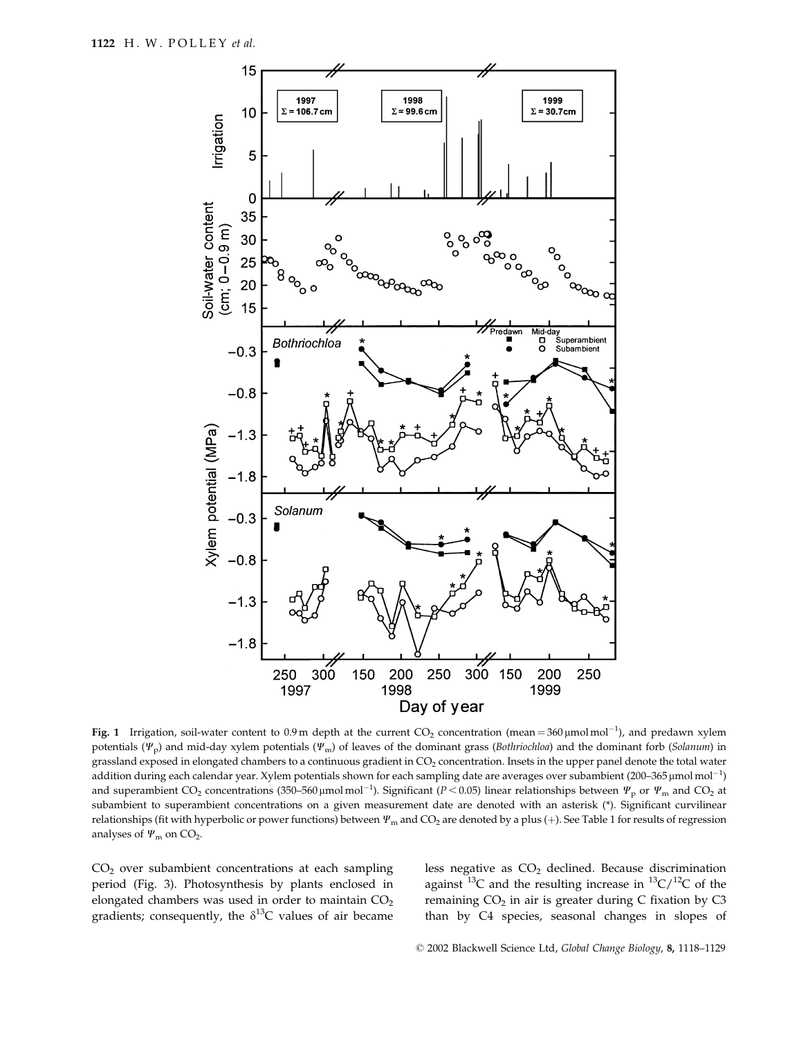**Fig. 1** Irrigation, soil-water content to 0.9 m depth at the current $CO_2$ concentration (mean = 360 μmol mol$^{-1}$), and predawn xylem potentials ($\Psi_p$) and mid-day xylem potentials ($\Psi_m$) of leaves of the dominant grass (*Bothriochloa*) and the dominant forb (*Solanum*) in grassland exposed in elongated chambers to a continuous gradient in $CO_2$ concentration. Insets in the upper panel denote the total water addition during each calendar year. Xylem potentials shown for each sampling date are averages over subambient (200–365 μmol mol$^{-1}$) and superambient $CO_2$ concentrations (350–560 μmol mol$^{-1}$). Significant ($P < 0.05$) linear relationships between $\Psi_p$ or $\Psi_m$ and $CO_2$ at subambient to superambient concentrations on a given measurement date are denoted with an asterisk (*). Significant curvilinear relationships (fit with hyperbolic or power functions) between $\Psi_m$ and $CO_2$ are denoted by a plus (+). See Table 1 for results of regression analyses of $\Psi_m$ on $CO_2$.

$CO_2$ over subambient concentrations at each sampling period (Fig. 3). Photosynthesis by plants enclosed in elongated chambers was used in order to maintain $CO_2$ gradients; consequently, the $\delta^{13}C$ values of air became less negative as $CO_2$ declined. Because discrimination against $^{13}C$ and the resulting increase in $^{13}C/^{12}C$ of the remaining $CO_2$ in air is greater during C fixation by C3 than by C4 species, seasonal changes in slopes of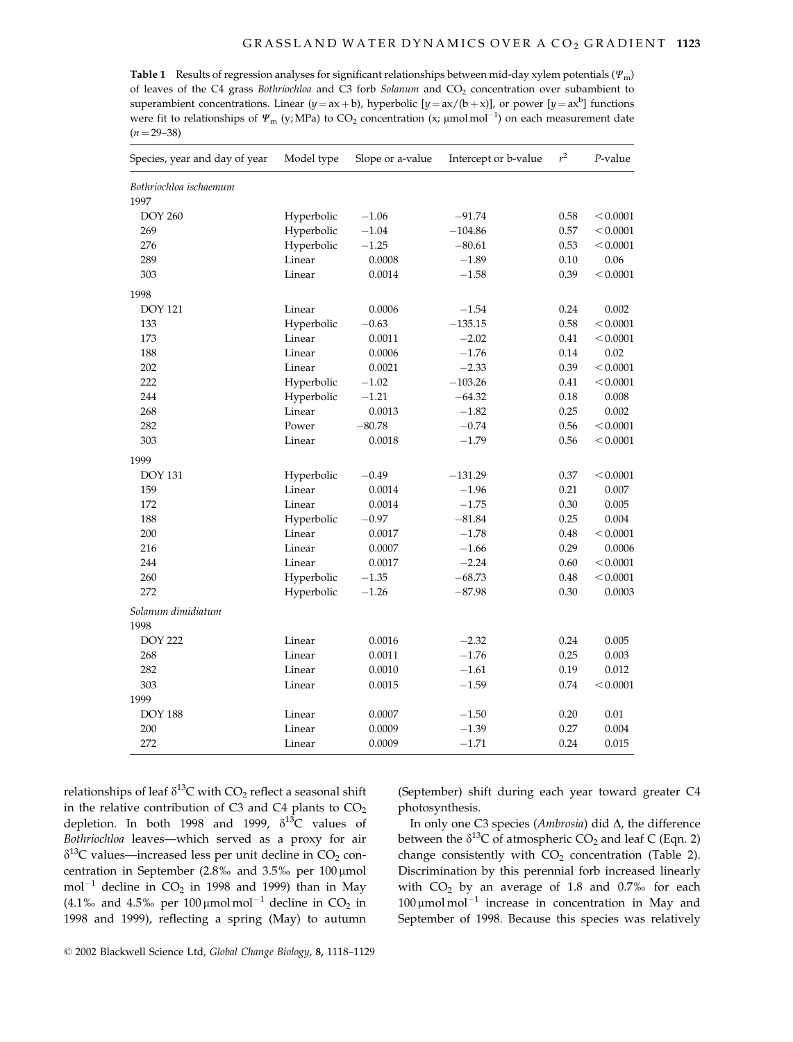**Table 1** Results of regression analyses for significant relationships between mid-day xylem potentials ($\Psi_m$) of leaves of the C4 grass *Bothriochloa* and C3 forb *Solanum* and $CO_2$ concentration over subambient to superambient concentrations. Linear ($y = ax + b$), hyperbolic [$y = ax/(b + x)$], or power [$y = ax^b$] functions were fit to relationships of $\Psi_m$ (y; MPa) to $CO_2$ concentration (x; μmol mol$^{-1}$) on each measurement date ($n = 29$–$38$)

| Species, year and day of year | Model type | Slope or a-value | Intercept or b-value | $r^2$ | *P*-value |
|---|---|---|---|---|---|
| *Bothriochloa ischaemum* | | | | | |
| 1997 | | | | | |
| DOY 260 | Hyperbolic | −1.06 | −91.74 | 0.58 | < 0.0001 |
| 269 | Hyperbolic | −1.04 | −104.86 | 0.57 | < 0.0001 |
| 276 | Hyperbolic | −1.25 | −80.61 | 0.53 | < 0.0001 |
| 289 | Linear | 0.0008 | −1.89 | 0.10 | 0.06 |
| 303 | Linear | 0.0014 | −1.58 | 0.39 | < 0.0001 |
| 1998 | | | | | |
| DOY 121 | Linear | 0.0006 | −1.54 | 0.24 | 0.002 |
| 133 | Hyperbolic | −0.63 | −135.15 | 0.58 | < 0.0001 |
| 173 | Linear | 0.0011 | −2.02 | 0.41 | < 0.0001 |
| 188 | Linear | 0.0006 | −1.76 | 0.14 | 0.02 |
| 202 | Linear | 0.0021 | −2.33 | 0.39 | < 0.0001 |
| 222 | Hyperbolic | −1.02 | −103.26 | 0.41 | < 0.0001 |
| 244 | Hyperbolic | −1.21 | −64.32 | 0.18 | 0.008 |
| 268 | Linear | 0.0013 | −1.82 | 0.25 | 0.002 |
| 282 | Power | −80.78 | −0.74 | 0.56 | < 0.0001 |
| 303 | Linear | 0.0018 | −1.79 | 0.56 | < 0.0001 |
| 1999 | | | | | |
| DOY 131 | Hyperbolic | −0.49 | −131.29 | 0.37 | < 0.0001 |
| 159 | Linear | 0.0014 | −1.96 | 0.21 | 0.007 |
| 172 | Linear | 0.0014 | −1.75 | 0.30 | 0.005 |
| 188 | Hyperbolic | −0.97 | −81.84 | 0.25 | 0.004 |
| 200 | Linear | 0.0017 | −1.78 | 0.48 | < 0.0001 |
| 216 | Linear | 0.0007 | −1.66 | 0.29 | 0.0006 |
| 244 | Linear | 0.0017 | −2.24 | 0.60 | < 0.0001 |
| 260 | Hyperbolic | −1.35 | −68.73 | 0.48 | < 0.0001 |
| 272 | Hyperbolic | −1.26 | −87.98 | 0.30 | 0.0003 |
| *Solanum dimidiatum* | | | | | |
| 1998 | | | | | |
| DOY 222 | Linear | 0.0016 | −2.32 | 0.24 | 0.005 |
| 268 | Linear | 0.0011 | −1.76 | 0.25 | 0.003 |
| 282 | Linear | 0.0010 | −1.61 | 0.19 | 0.012 |
| 303 | Linear | 0.0015 | −1.59 | 0.74 | < 0.0001 |
| 1999 | | | | | |
| DOY 188 | Linear | 0.0007 | −1.50 | 0.20 | 0.01 |
| 200 | Linear | 0.0009 | −1.39 | 0.27 | 0.004 |
| 272 | Linear | 0.0009 | −1.71 | 0.24 | 0.015 |

relationships of leaf $\delta^{13}C$ with $CO_2$ reflect a seasonal shift in the relative contribution of C3 and C4 plants to $CO_2$ depletion. In both 1998 and 1999, $\delta^{13}C$ values of *Bothriochloa* leaves—which served as a proxy for air $\delta^{13}C$ values—increased less per unit decline in $CO_2$ concentration in September (2.8‰ and 3.5‰ per 100 μmol mol$^{-1}$ decline in $CO_2$ in 1998 and 1999) than in May (4.1‰ and 4.5‰ per 100 μmol mol$^{-1}$ decline in $CO_2$ in 1998 and 1999), reflecting a spring (May) to autumn (September) shift during each year toward greater C4 photosynthesis.

In only one C3 species (*Ambrosia*) did $\Delta$, the difference between the $\delta^{13}C$ of atmospheric $CO_2$ and leaf C (Eqn. 2) change consistently with $CO_2$ concentration (Table 2). Discrimination by this perennial forb increased linearly with $CO_2$ by an average of 1.8 and 0.7‰ for each 100 μmol mol$^{-1}$ increase in concentration in May and September of 1998. Because this species was relatively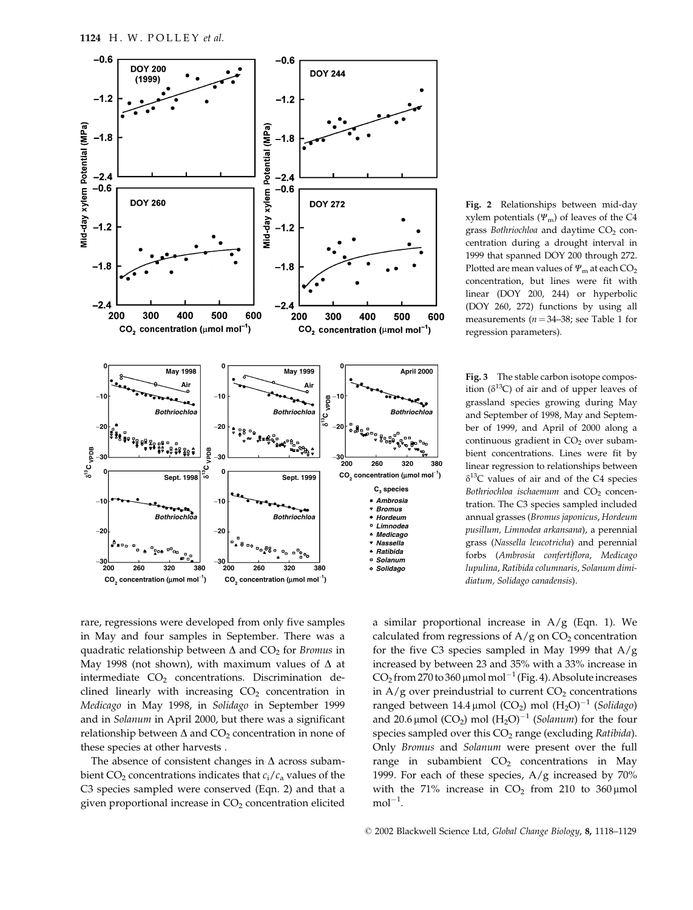Fig. 2 Relationships between mid-day xylem potentials ($\Psi_m$) of leaves of the C4 grass *Bothriochloa* and daytime $CO_2$ concentration during a drought interval in 1999 that spanned DOY 200 through 272. Plotted are mean values of $\Psi_m$ at each $CO_2$ concentration, but lines were fit with linear (DOY 200, 244) or hyperbolic (DOY 260, 272) functions by using all measurements ($n = 34–38$; see Table 1 for regression parameters).

Fig. 3 The stable carbon isotope composition ($\delta^{13}C$) of air and of upper leaves of grassland species growing during May and September of 1998, May and September of 1999, and April of 2000 along a continuous gradient in $CO_2$ over subambient concentrations. Lines were fit by linear regression to relationships between $\delta^{13}C$ values of air and of the C4 species *Bothriochloa ischaemum* and $CO_2$ concentration. The C3 species sampled included annual grasses (*Bromus japonicus*, *Hordeum pusillum*, *Limnodea arkansana*), a perennial grass (*Nassella leucotricha*) and perennial forbs (*Ambrosia confertiflora*, *Medicago lupulina*, *Ratibida columnaris*, *Solanum dimidiatum*, *Solidago canadensis*).

rare, regressions were developed from only five samples in May and four samples in September. There was a quadratic relationship between Δ and $CO_2$ for *Bromus* in May 1998 (not shown), with maximum values of Δ at intermediate $CO_2$ concentrations. Discrimination declined linearly with increasing $CO_2$ concentration in *Medicago* in May 1998, in *Solidago* in September 1999 and in *Solanum* in April 2000, but there was a significant relationship between Δ and $CO_2$ concentration in none of these species at other harvests .

The absence of consistent changes in Δ across subambient $CO_2$ concentrations indicates that $c_i/c_a$ values of the C3 species sampled were conserved (Eqn. 2) and that a given proportional increase in $CO_2$ concentration elicited a similar proportional increase in A/g (Eqn. 1). We calculated from regressions of A/g on $CO_2$ concentration for the five C3 species sampled in May 1999 that A/g increased by between 23 and 35% with a 33% increase in $CO_2$ from 270 to 360 μmol mol$^{-1}$ (Fig. 4). Absolute increases in A/g over preindustrial to current $CO_2$ concentrations ranged between 14.4 μmol ($CO_2$) mol ($H_2O$)$^{-1}$ (*Solidago*) and 20.6 μmol ($CO_2$) mol ($H_2O$)$^{-1}$ (*Solanum*) for the four species sampled over this $CO_2$ range (excluding *Ratibida*). Only *Bromus* and *Solanum* were present over the full range in subambient $CO_2$ concentrations in May 1999. For each of these species, A/g increased by 70% with the 71% increase in $CO_2$ from 210 to 360 μmol mol$^{-1}$.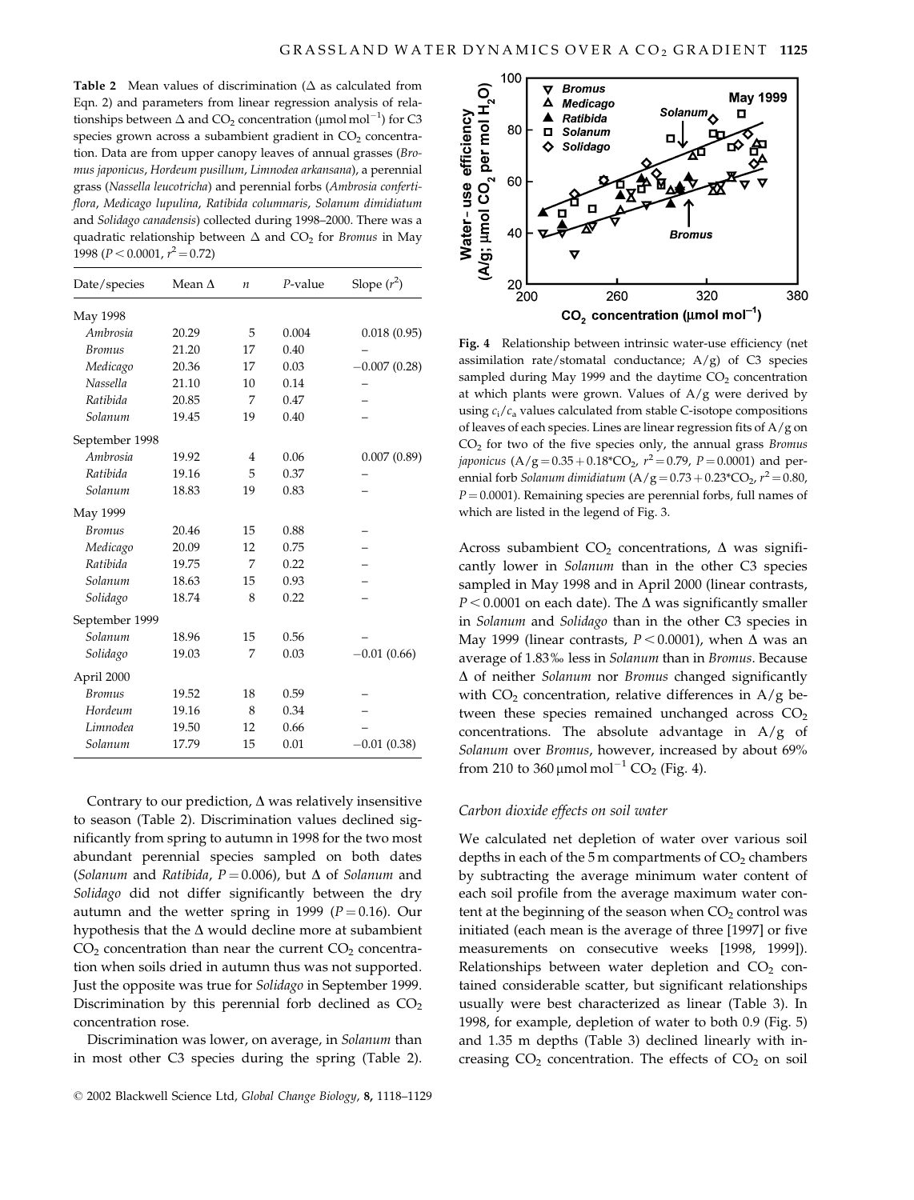**Table 2** Mean values of discrimination (Δ as calculated from Eqn. 2) and parameters from linear regression analysis of relationships between Δ and $CO_2$ concentration (μmol mol$^{-1}$) for C3 species grown across a subambient gradient in $CO_2$ concentration. Data are from upper canopy leaves of annual grasses (*Bromus japonicus*, *Hordeum pusillum*, *Limnodea arkansana*), a perennial grass (*Nassella leucotricha*) and perennial forbs (*Ambrosia confertiflora*, *Medicago lupulina*, *Ratibida columnaris*, *Solanum dimidiatum* and *Solidago canadensis*) collected during 1998–2000. There was a quadratic relationship between Δ and $CO_2$ for *Bromus* in May 1998 ($P < 0.0001$, $r^2 = 0.72$)

| Date/species | Mean Δ | n | P-value | Slope ($r^2$) |
|---|---|---|---|---|
| May 1998 | | | | |
| *Ambrosia* | 20.29 | 5 | 0.004 | 0.018 (0.95) |
| *Bromus* | 21.20 | 17 | 0.40 | – |
| *Medicago* | 20.36 | 17 | 0.03 | −0.007 (0.28) |
| *Nassella* | 21.10 | 10 | 0.14 | – |
| *Ratibida* | 20.85 | 7 | 0.47 | – |
| *Solanum* | 19.45 | 19 | 0.40 | – |
| September 1998 | | | | |
| *Ambrosia* | 19.92 | 4 | 0.06 | 0.007 (0.89) |
| *Ratibida* | 19.16 | 5 | 0.37 | – |
| *Solanum* | 18.83 | 19 | 0.83 | – |
| May 1999 | | | | |
| *Bromus* | 20.46 | 15 | 0.88 | – |
| *Medicago* | 20.09 | 12 | 0.75 | – |
| *Ratibida* | 19.75 | 7 | 0.22 | – |
| *Solanum* | 18.63 | 15 | 0.93 | – |
| *Solidago* | 18.74 | 8 | 0.22 | – |
| September 1999 | | | | |
| *Solanum* | 18.96 | 15 | 0.56 | – |
| *Solidago* | 19.03 | 7 | 0.03 | −0.01 (0.66) |
| April 2000 | | | | |
| *Bromus* | 19.52 | 18 | 0.59 | – |
| *Hordeum* | 19.16 | 8 | 0.34 | – |
| *Limnodea* | 19.50 | 12 | 0.66 | – |
| *Solanum* | 17.79 | 15 | 0.01 | −0.01 (0.38) |

Contrary to our prediction, Δ was relatively insensitive to season (Table 2). Discrimination values declined significantly from spring to autumn in 1998 for the two most abundant perennial species sampled on both dates (*Solanum* and *Ratibida*, $P = 0.006$), but Δ of *Solanum* and *Solidago* did not differ significantly between the dry autumn and the wetter spring in 1999 ($P = 0.16$). Our hypothesis that the Δ would decline more at subambient $CO_2$ concentration than near the current $CO_2$ concentration when soils dried in autumn thus was not supported. Just the opposite was true for *Solidago* in September 1999. Discrimination by this perennial forb declined as $CO_2$ concentration rose.

Discrimination was lower, on average, in *Solanum* than in most other C3 species during the spring (Table 2). Across subambient $CO_2$ concentrations, Δ was significantly lower in *Solanum* than in the other C3 species sampled in May 1998 and in April 2000 (linear contrasts, $P < 0.0001$ on each date). The Δ was significantly smaller in *Solanum* and *Solidago* than in the other C3 species in May 1999 (linear contrasts, $P < 0.0001$), when Δ was an average of 1.83‰ less in *Solanum* than in *Bromus*. Because Δ of neither *Solanum* nor *Bromus* changed significantly with $CO_2$ concentration, relative differences in A/g between these species remained unchanged across $CO_2$ concentrations. The absolute advantage in A/g of *Solanum* over *Bromus*, however, increased by about 69% from 210 to 360 μmol mol$^{-1}$ $CO_2$ (Fig. 4).

**Fig. 4** Relationship between intrinsic water-use efficiency (net assimilation rate/stomatal conductance; A/g) of C3 species sampled during May 1999 and the daytime $CO_2$ concentration at which plants were grown. Values of A/g were derived by using $c_i/c_a$ values calculated from stable C-isotope compositions of leaves of each species. Lines are linear regression fits of A/g on $CO_2$ for two of the five species only, the annual grass *Bromus japonicus* ($A/g = 0.35 + 0.18{*}CO_2$, $r^2 = 0.79$, $P = 0.0001$) and perennial forb *Solanum dimidiatum* ($A/g = 0.73 + 0.23{*}CO_2$, $r^2 = 0.80$, $P = 0.0001$). Remaining species are perennial forbs, full names of which are listed in the legend of Fig. 3.

### *Carbon dioxide effects on soil water*

We calculated net depletion of water over various soil depths in each of the 5 m compartments of $CO_2$ chambers by subtracting the average minimum water content of each soil profile from the average maximum water content at the beginning of the season when $CO_2$ control was initiated (each mean is the average of three [1997] or five measurements on consecutive weeks [1998, 1999]). Relationships between water depletion and $CO_2$ contained considerable scatter, but significant relationships usually were best characterized as linear (Table 3). In 1998, for example, depletion of water to both 0.9 (Fig. 5) and 1.35 m depths (Table 3) declined linearly with increasing $CO_2$ concentration. The effects of $CO_2$ on soil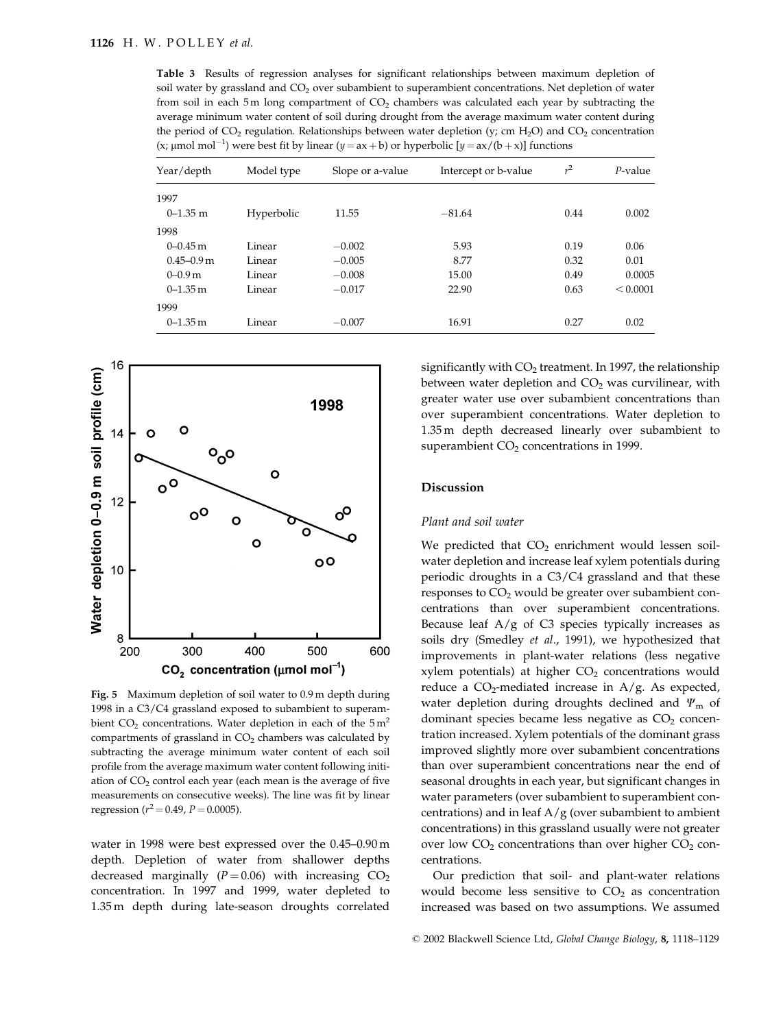**Table 3** Results of regression analyses for significant relationships between maximum depletion of soil water by grassland and $CO_2$ over subambient to superambient concentrations. Net depletion of water from soil in each 5 m long compartment of $CO_2$ chambers was calculated each year by subtracting the average minimum water content of soil during drought from the average maximum water content during the period of $CO_2$ regulation. Relationships between water depletion (y; cm $H_2O$) and $CO_2$ concentration (x; μmol mol$^{-1}$) were best fit by linear ($y = ax + b$) or hyperbolic [$y = ax/(b + x)$] functions

| Year/depth | Model type | Slope or a-value | Intercept or b-value | $r^2$ | *P*-value |
|---|---|---|---|---|---|
| 1997 | | | | | |
| 0–1.35 m | Hyperbolic | 11.55 | −81.64 | 0.44 | 0.002 |
| 1998 | | | | | |
| 0–0.45 m | Linear | −0.002 | 5.93 | 0.19 | 0.06 |
| 0.45–0.9 m | Linear | −0.005 | 8.77 | 0.32 | 0.01 |
| 0–0.9 m | Linear | −0.008 | 15.00 | 0.49 | 0.0005 |
| 0–1.35 m | Linear | −0.017 | 22.90 | 0.63 | < 0.0001 |
| 1999 | | | | | |
| 0–1.35 m | Linear | −0.007 | 16.91 | 0.27 | 0.02 |

**Fig. 5** Maximum depletion of soil water to 0.9 m depth during 1998 in a C3/C4 grassland exposed to subambient to superambient $CO_2$ concentrations. Water depletion in each of the 5 m$^2$ compartments of grassland in $CO_2$ chambers was calculated by subtracting the average minimum water content of each soil profile from the average maximum water content following initiation of $CO_2$ control each year (each mean is the average of five measurements on consecutive weeks). The line was fit by linear regression ($r^2 = 0.49$, $P = 0.0005$).

water in 1998 were best expressed over the 0.45–0.90 m depth. Depletion of water from shallower depths decreased marginally ($P = 0.06$) with increasing $CO_2$ concentration. In 1997 and 1999, water depleted to 1.35 m depth during late-season droughts correlated significantly with $CO_2$ treatment. In 1997, the relationship between water depletion and $CO_2$ was curvilinear, with greater water use over subambient concentrations than over superambient concentrations. Water depletion to 1.35 m depth decreased linearly over subambient to superambient $CO_2$ concentrations in 1999.

## Discussion

### *Plant and soil water*

We predicted that $CO_2$ enrichment would lessen soil-water depletion and increase leaf xylem potentials during periodic droughts in a C3/C4 grassland and that these responses to $CO_2$ would be greater over subambient concentrations than over superambient concentrations. Because leaf A/g of C3 species typically increases as soils dry (Smedley *et al*., 1991), we hypothesized that improvements in plant-water relations (less negative xylem potentials) at higher $CO_2$ concentrations would reduce a $CO_2$-mediated increase in A/g. As expected, water depletion during droughts declined and $\Psi_m$ of dominant species became less negative as $CO_2$ concentration increased. Xylem potentials of the dominant grass improved slightly more over subambient concentrations than over superambient concentrations near the end of seasonal droughts in each year, but significant changes in water parameters (over subambient to superambient concentrations) and in leaf A/g (over subambient to ambient concentrations) in this grassland usually were not greater over low $CO_2$ concentrations than over higher $CO_2$ concentrations.

Our prediction that soil- and plant-water relations would become less sensitive to $CO_2$ as concentration increased was based on two assumptions. We assumed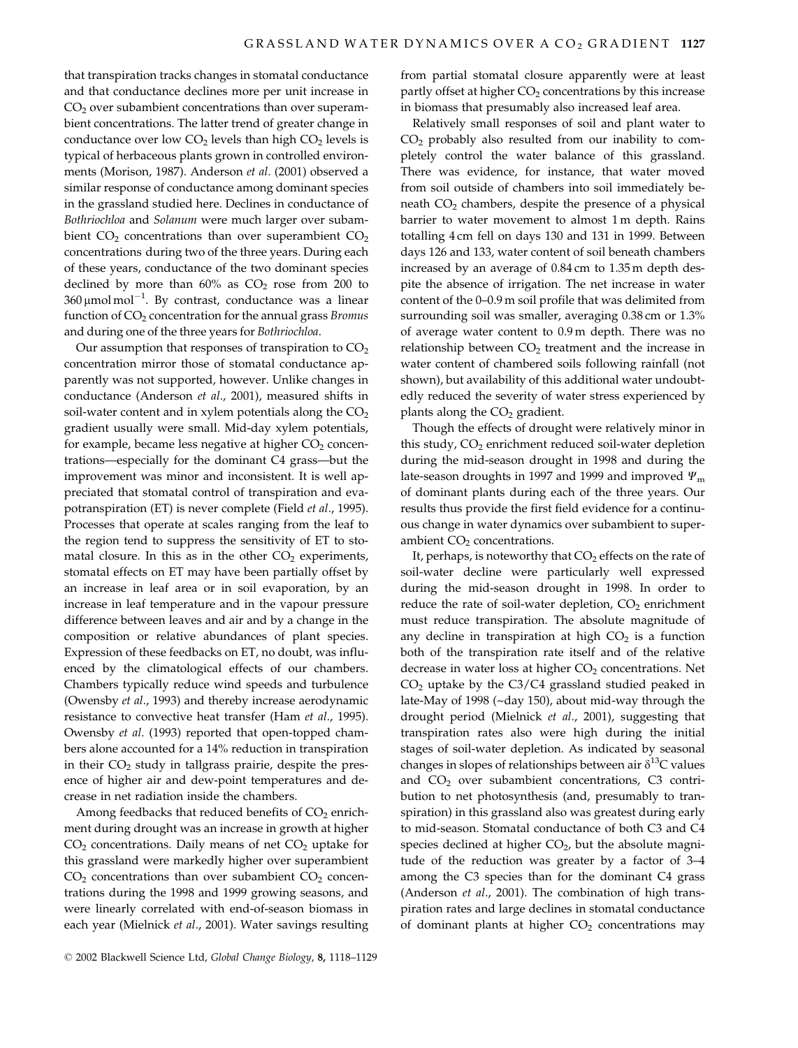that transpiration tracks changes in stomatal conductance and that conductance declines more per unit increase in $CO_2$ over subambient concentrations than over superambient concentrations. The latter trend of greater change in conductance over low $CO_2$ levels than high $CO_2$ levels is typical of herbaceous plants grown in controlled environments (Morison, 1987). Anderson *et al*. (2001) observed a similar response of conductance among dominant species in the grassland studied here. Declines in conductance of *Bothriochloa* and *Solanum* were much larger over subambient $CO_2$ concentrations than over superambient $CO_2$ concentrations during two of the three years. During each of these years, conductance of the two dominant species declined by more than 60% as $CO_2$ rose from 200 to 360 $\mu$mol mol$^{-1}$. By contrast, conductance was a linear function of $CO_2$ concentration for the annual grass *Bromus* and during one of the three years for *Bothriochloa*.

Our assumption that responses of transpiration to $CO_2$ concentration mirror those of stomatal conductance apparently was not supported, however. Unlike changes in conductance (Anderson *et al*., 2001), measured shifts in soil-water content and in xylem potentials along the $CO_2$ gradient usually were small. Mid-day xylem potentials, for example, became less negative at higher $CO_2$ concentrations—especially for the dominant C4 grass—but the improvement was minor and inconsistent. It is well appreciated that stomatal control of transpiration and evapotranspiration (ET) is never complete (Field *et al*., 1995). Processes that operate at scales ranging from the leaf to the region tend to suppress the sensitivity of ET to stomatal closure. In this as in the other $CO_2$ experiments, stomatal effects on ET may have been partially offset by an increase in leaf area or in soil evaporation, by an increase in leaf temperature and in the vapour pressure difference between leaves and air and by a change in the composition or relative abundances of plant species. Expression of these feedbacks on ET, no doubt, was influenced by the climatological effects of our chambers. Chambers typically reduce wind speeds and turbulence (Owensby *et al*., 1993) and thereby increase aerodynamic resistance to convective heat transfer (Ham *et al*., 1995). Owensby *et al*. (1993) reported that open-topped chambers alone accounted for a 14% reduction in transpiration in their $CO_2$ study in tallgrass prairie, despite the presence of higher air and dew-point temperatures and decrease in net radiation inside the chambers.

Among feedbacks that reduced benefits of $CO_2$ enrichment during drought was an increase in growth at higher $CO_2$ concentrations. Daily means of net $CO_2$ uptake for this grassland were markedly higher over superambient $CO_2$ concentrations than over subambient $CO_2$ concentrations during the 1998 and 1999 growing seasons, and were linearly correlated with end-of-season biomass in each year (Mielnick *et al*., 2001). Water savings resulting from partial stomatal closure apparently were at least partly offset at higher $CO_2$ concentrations by this increase in biomass that presumably also increased leaf area.

Relatively small responses of soil and plant water to $CO_2$ probably also resulted from our inability to completely control the water balance of this grassland. There was evidence, for instance, that water moved from soil outside of chambers into soil immediately beneath $CO_2$ chambers, despite the presence of a physical barrier to water movement to almost 1 m depth. Rains totalling 4 cm fell on days 130 and 131 in 1999. Between days 126 and 133, water content of soil beneath chambers increased by an average of 0.84 cm to 1.35 m depth despite the absence of irrigation. The net increase in water content of the 0–0.9 m soil profile that was delimited from surrounding soil was smaller, averaging 0.38 cm or 1.3% of average water content to 0.9 m depth. There was no relationship between $CO_2$ treatment and the increase in water content of chambered soils following rainfall (not shown), but availability of this additional water undoubtedly reduced the severity of water stress experienced by plants along the $CO_2$ gradient.

Though the effects of drought were relatively minor in this study, $CO_2$ enrichment reduced soil-water depletion during the mid-season drought in 1998 and during the late-season droughts in 1997 and 1999 and improved $\Psi_m$ of dominant plants during each of the three years. Our results thus provide the first field evidence for a continuous change in water dynamics over subambient to superambient $CO_2$ concentrations.

It, perhaps, is noteworthy that $CO_2$ effects on the rate of soil-water decline were particularly well expressed during the mid-season drought in 1998. In order to reduce the rate of soil-water depletion, $CO_2$ enrichment must reduce transpiration. The absolute magnitude of any decline in transpiration at high $CO_2$ is a function both of the transpiration rate itself and of the relative decrease in water loss at higher $CO_2$ concentrations. Net $CO_2$ uptake by the C3/C4 grassland studied peaked in late-May of 1998 (~day 150), about mid-way through the drought period (Mielnick *et al*., 2001), suggesting that transpiration rates also were high during the initial stages of soil-water depletion. As indicated by seasonal changes in slopes of relationships between air $\delta^{13}C$ values and $CO_2$ over subambient concentrations, C3 contribution to net photosynthesis (and, presumably to transpiration) in this grassland also was greatest during early to mid-season. Stomatal conductance of both C3 and C4 species declined at higher $CO_2$, but the absolute magnitude of the reduction was greater by a factor of 3–4 among the C3 species than for the dominant C4 grass (Anderson *et al*., 2001). The combination of high transpiration rates and large declines in stomatal conductance of dominant plants at higher $CO_2$ concentrations may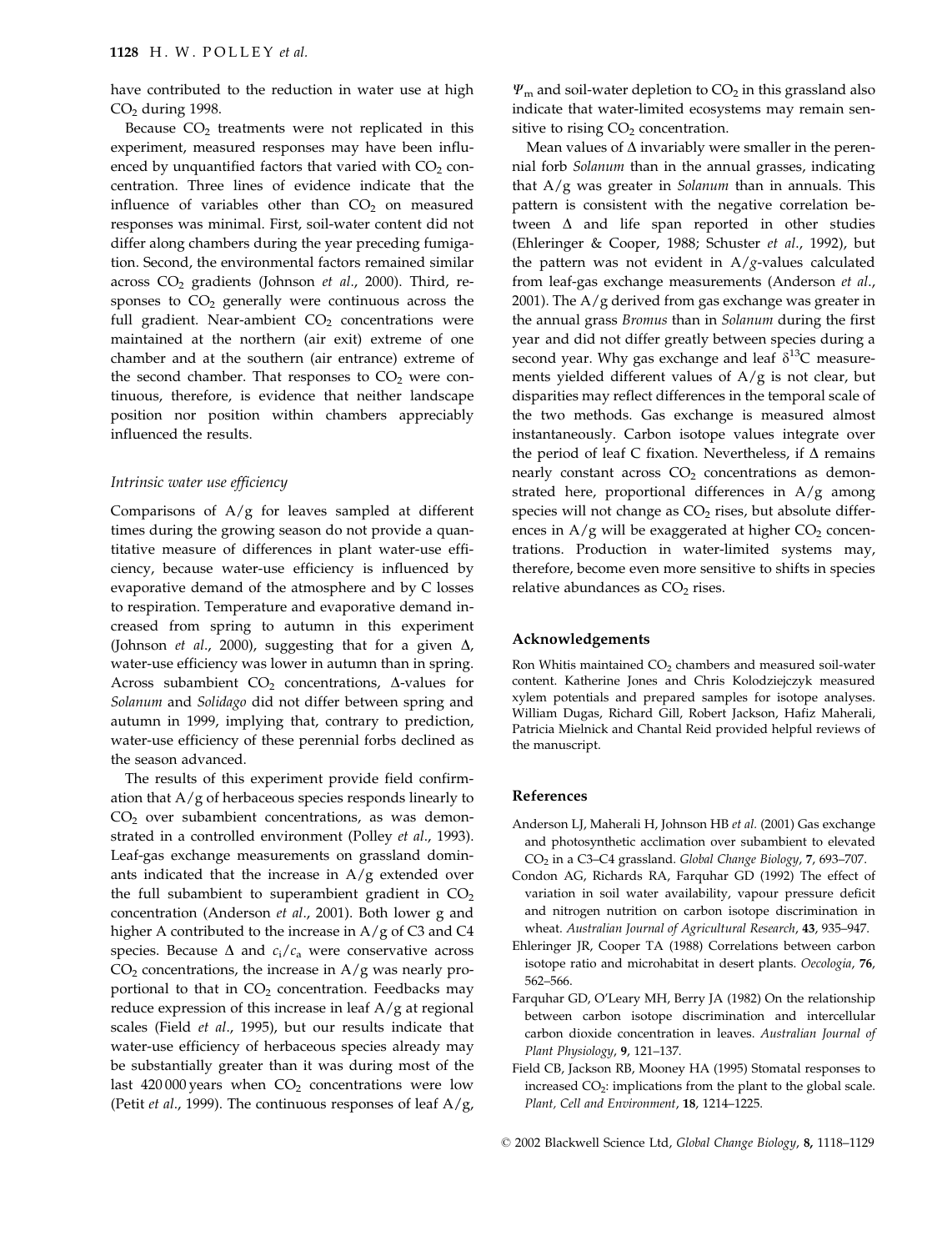have contributed to the reduction in water use at high $CO_2$ during 1998.

Because $CO_2$ treatments were not replicated in this experiment, measured responses may have been influenced by unquantified factors that varied with $CO_2$ concentration. Three lines of evidence indicate that the influence of variables other than $CO_2$ on measured responses was minimal. First, soil-water content did not differ along chambers during the year preceding fumigation. Second, the environmental factors remained similar across $CO_2$ gradients (Johnson *et al*., 2000). Third, responses to $CO_2$ generally were continuous across the full gradient. Near-ambient $CO_2$ concentrations were maintained at the northern (air exit) extreme of one chamber and at the southern (air entrance) extreme of the second chamber. That responses to $CO_2$ were continuous, therefore, is evidence that neither landscape position nor position within chambers appreciably influenced the results.

### *Intrinsic water use efficiency*

Comparisons of A/g for leaves sampled at different times during the growing season do not provide a quantitative measure of differences in plant water-use efficiency, because water-use efficiency is influenced by evaporative demand of the atmosphere and by C losses to respiration. Temperature and evaporative demand increased from spring to autumn in this experiment (Johnson *et al*., 2000), suggesting that for a given $\Delta$, water-use efficiency was lower in autumn than in spring. Across subambient $CO_2$ concentrations, $\Delta$-values for *Solanum* and *Solidago* did not differ between spring and autumn in 1999, implying that, contrary to prediction, water-use efficiency of these perennial forbs declined as the season advanced.

The results of this experiment provide field confirmation that A/g of herbaceous species responds linearly to $CO_2$ over subambient concentrations, as was demonstrated in a controlled environment (Polley *et al*., 1993). Leaf-gas exchange measurements on grassland dominants indicated that the increase in A/g extended over the full subambient to superambient gradient in $CO_2$ concentration (Anderson *et al*., 2001). Both lower g and higher A contributed to the increase in A/g of C3 and C4 species. Because $\Delta$ and $c_i/c_a$ were conservative across $CO_2$ concentrations, the increase in A/g was nearly proportional to that in $CO_2$ concentration. Feedbacks may reduce expression of this increase in leaf A/g at regional scales (Field *et al*., 1995), but our results indicate that water-use efficiency of herbaceous species already may be substantially greater than it was during most of the last 420 000 years when $CO_2$ concentrations were low (Petit *et al*., 1999). The continuous responses of leaf A/g, $\Psi_m$ and soil-water depletion to $CO_2$ in this grassland also indicate that water-limited ecosystems may remain sensitive to rising $CO_2$ concentration.

Mean values of $\Delta$ invariably were smaller in the perennial forb *Solanum* than in the annual grasses, indicating that A/g was greater in *Solanum* than in annuals. This pattern is consistent with the negative correlation between $\Delta$ and life span reported in other studies (Ehleringer & Cooper, 1988; Schuster *et al*., 1992), but the pattern was not evident in A/*g*-values calculated from leaf-gas exchange measurements (Anderson *et al*., 2001). The A/g derived from gas exchange was greater in the annual grass *Bromus* than in *Solanum* during the first year and did not differ greatly between species during a second year. Why gas exchange and leaf $\delta^{13}C$ measurements yielded different values of A/g is not clear, but disparities may reflect differences in the temporal scale of the two methods. Gas exchange is measured almost instantaneously. Carbon isotope values integrate over the period of leaf C fixation. Nevertheless, if $\Delta$ remains nearly constant across $CO_2$ concentrations as demonstrated here, proportional differences in A/g among species will not change as $CO_2$ rises, but absolute differences in A/g will be exaggerated at higher $CO_2$ concentrations. Production in water-limited systems may, therefore, become even more sensitive to shifts in species relative abundances as $CO_2$ rises.

## Acknowledgements

Ron Whitis maintained $CO_2$ chambers and measured soil-water content. Katherine Jones and Chris Kolodziejczyk measured xylem potentials and prepared samples for isotope analyses. William Dugas, Richard Gill, Robert Jackson, Hafiz Maherali, Patricia Mielnick and Chantal Reid provided helpful reviews of the manuscript.

## References

Anderson LJ, Maherali H, Johnson HB *et al*. (2001) Gas exchange and photosynthetic acclimation over subambient to elevated $CO_2$ in a C3–C4 grassland. *Global Change Biology*, **7**, 693–707.

Condon AG, Richards RA, Farquhar GD (1992) The effect of variation in soil water availability, vapour pressure deficit and nitrogen nutrition on carbon isotope discrimination in wheat. *Australian Journal of Agricultural Research*, **43**, 935–947.

Ehleringer JR, Cooper TA (1988) Correlations between carbon isotope ratio and microhabitat in desert plants. *Oecologia*, **76**, 562–566.

Farquhar GD, O'Leary MH, Berry JA (1982) On the relationship between carbon isotope discrimination and intercellular carbon dioxide concentration in leaves. *Australian Journal of Plant Physiology*, **9**, 121–137.

Field CB, Jackson RB, Mooney HA (1995) Stomatal responses to increased $CO_2$: implications from the plant to the global scale. *Plant, Cell and Environment*, **18**, 1214–1225.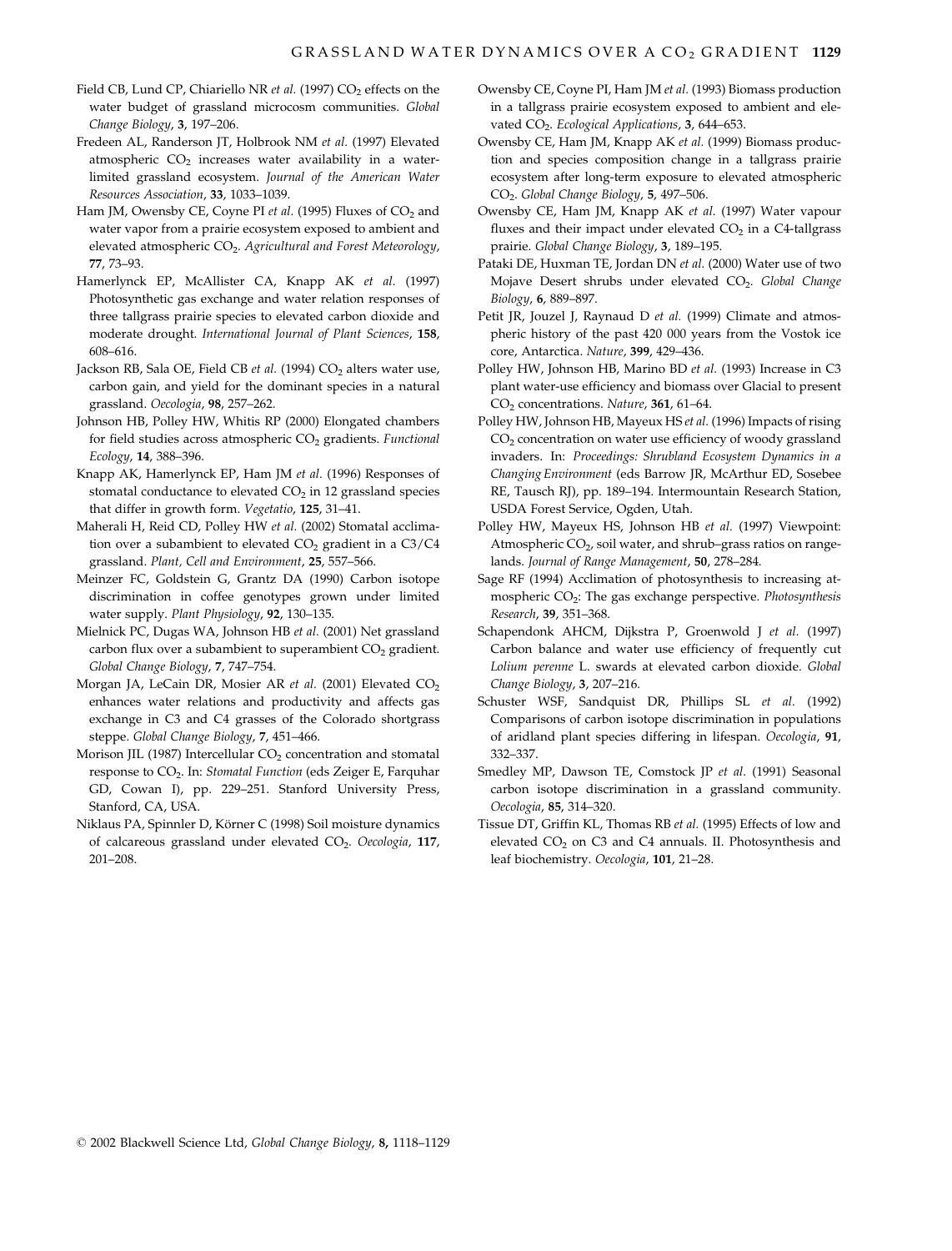Field CB, Lund CP, Chiariello NR *et al.* (1997) $CO_2$ effects on the water budget of grassland microcosm communities. *Global Change Biology*, **3**, 197–206.

Fredeen AL, Randerson JT, Holbrook NM *et al.* (1997) Elevated atmospheric $CO_2$ increases water availability in a water-limited grassland ecosystem. *Journal of the American Water Resources Association*, **33**, 1033–1039.

Ham JM, Owensby CE, Coyne PI *et al.* (1995) Fluxes of $CO_2$ and water vapor from a prairie ecosystem exposed to ambient and elevated atmospheric $CO_2$. *Agricultural and Forest Meteorology*, **77**, 73–93.

Hamerlynck EP, McAllister CA, Knapp AK *et al.* (1997) Photosynthetic gas exchange and water relation responses of three tallgrass prairie species to elevated carbon dioxide and moderate drought. *International Journal of Plant Sciences*, **158**, 608–616.

Jackson RB, Sala OE, Field CB *et al.* (1994) $CO_2$ alters water use, carbon gain, and yield for the dominant species in a natural grassland. *Oecologia*, **98**, 257–262.

Johnson HB, Polley HW, Whitis RP (2000) Elongated chambers for field studies across atmospheric $CO_2$ gradients. *Functional Ecology*, **14**, 388–396.

Knapp AK, Hamerlynck EP, Ham JM *et al.* (1996) Responses of stomatal conductance to elevated $CO_2$ in 12 grassland species that differ in growth form. *Vegetatio*, **125**, 31–41.

Maherali H, Reid CD, Polley HW *et al.* (2002) Stomatal acclimation over a subambient to elevated $CO_2$ gradient in a C3/C4 grassland. *Plant, Cell and Environment*, **25**, 557–566.

Meinzer FC, Goldstein G, Grantz DA (1990) Carbon isotope discrimination in coffee genotypes grown under limited water supply. *Plant Physiology*, **92**, 130–135.

Mielnick PC, Dugas WA, Johnson HB *et al.* (2001) Net grassland carbon flux over a subambient to superambient $CO_2$ gradient. *Global Change Biology*, **7**, 747–754.

Morgan JA, LeCain DR, Mosier AR *et al.* (2001) Elevated $CO_2$ enhances water relations and productivity and affects gas exchange in C3 and C4 grasses of the Colorado shortgrass steppe. *Global Change Biology*, **7**, 451–466.

Morison JIL (1987) Intercellular $CO_2$ concentration and stomatal response to $CO_2$. In: *Stomatal Function* (eds Zeiger E, Farquhar GD, Cowan I), pp. 229–251. Stanford University Press, Stanford, CA, USA.

Niklaus PA, Spinnler D, Körner C (1998) Soil moisture dynamics of calcareous grassland under elevated $CO_2$. *Oecologia*, **117**, 201–208.

Owensby CE, Coyne PI, Ham JM *et al.* (1993) Biomass production in a tallgrass prairie ecosystem exposed to ambient and elevated $CO_2$. *Ecological Applications*, **3**, 644–653.

Owensby CE, Ham JM, Knapp AK *et al.* (1999) Biomass production and species composition change in a tallgrass prairie ecosystem after long-term exposure to elevated atmospheric $CO_2$. *Global Change Biology*, **5**, 497–506.

Owensby CE, Ham JM, Knapp AK *et al.* (1997) Water vapour fluxes and their impact under elevated $CO_2$ in a C4-tallgrass prairie. *Global Change Biology*, **3**, 189–195.

Pataki DE, Huxman TE, Jordan DN *et al.* (2000) Water use of two Mojave Desert shrubs under elevated $CO_2$. *Global Change Biology*, **6**, 889–897.

Petit JR, Jouzel J, Raynaud D *et al.* (1999) Climate and atmospheric history of the past 420 000 years from the Vostok ice core, Antarctica. *Nature*, **399**, 429–436.

Polley HW, Johnson HB, Marino BD *et al.* (1993) Increase in C3 plant water-use efficiency and biomass over Glacial to present $CO_2$ concentrations. *Nature*, **361**, 61–64.

Polley HW, Johnson HB, Mayeux HS *et al.* (1996) Impacts of rising $CO_2$ concentration on water use efficiency of woody grassland invaders. In: *Proceedings: Shrubland Ecosystem Dynamics in a Changing Environment* (eds Barrow JR, McArthur ED, Sosebee RE, Tausch RJ), pp. 189–194. Intermountain Research Station, USDA Forest Service, Ogden, Utah.

Polley HW, Mayeux HS, Johnson HB *et al.* (1997) Viewpoint: Atmospheric $CO_2$, soil water, and shrub–grass ratios on rangelands. *Journal of Range Management*, **50**, 278–284.

Sage RF (1994) Acclimation of photosynthesis to increasing atmospheric $CO_2$: The gas exchange perspective. *Photosynthesis Research*, **39**, 351–368.

Schapendonk AHCM, Dijkstra P, Groenwold J *et al.* (1997) Carbon balance and water use efficiency of frequently cut *Lolium perenne* L. swards at elevated carbon dioxide. *Global Change Biology*, **3**, 207–216.

Schuster WSF, Sandquist DR, Phillips SL *et al.* (1992) Comparisons of carbon isotope discrimination in populations of aridland plant species differing in lifespan. *Oecologia*, **91**, 332–337.

Smedley MP, Dawson TE, Comstock JP *et al.* (1991) Seasonal carbon isotope discrimination in a grassland community. *Oecologia*, **85**, 314–320.

Tissue DT, Griffin KL, Thomas RB *et al.* (1995) Effects of low and elevated $CO_2$ on C3 and C4 annuals. II. Photosynthesis and leaf biochemistry. *Oecologia*, **101**, 21–28.